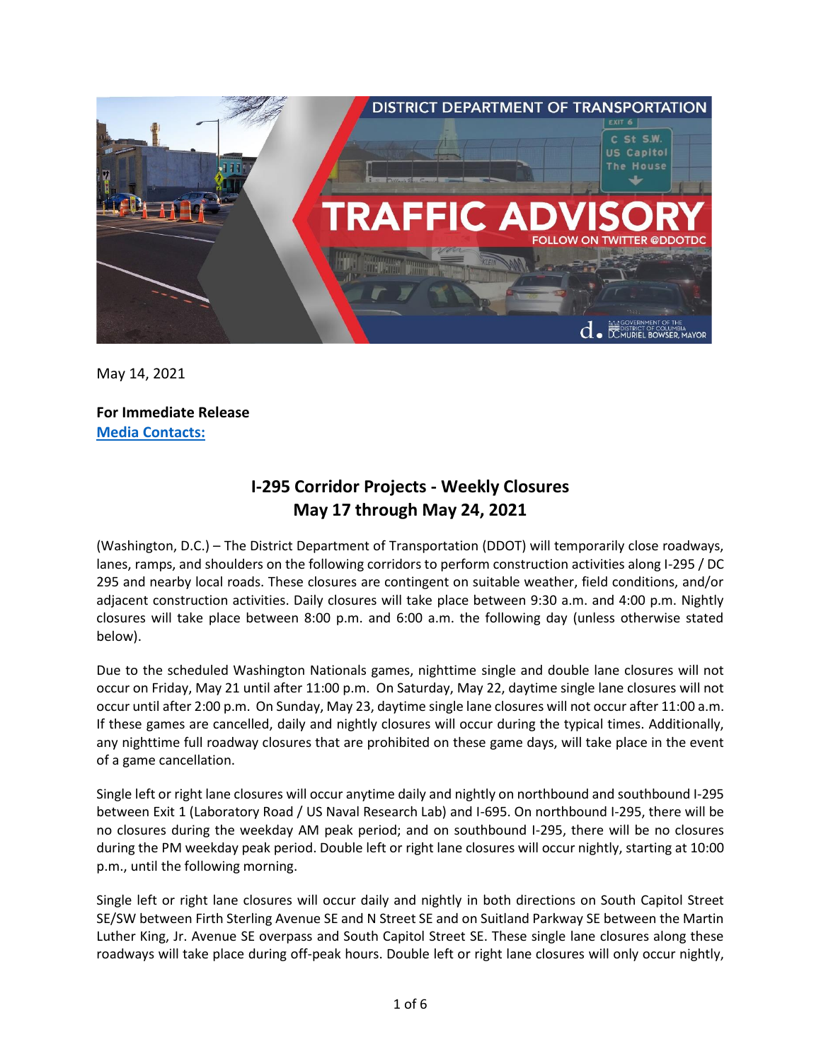May 14, 2021

**For Immediate Release**
**Media Contacts:**

## I-295 Corridor Projects - Weekly Closures
## May 17 through May 24, 2021

(Washington, D.C.) – The District Department of Transportation (DDOT) will temporarily close roadways, lanes, ramps, and shoulders on the following corridors to perform construction activities along I-295 / DC 295 and nearby local roads. These closures are contingent on suitable weather, field conditions, and/or adjacent construction activities. Daily closures will take place between 9:30 a.m. and 4:00 p.m. Nightly closures will take place between 8:00 p.m. and 6:00 a.m. the following day (unless otherwise stated below).

Due to the scheduled Washington Nationals games, nighttime single and double lane closures will not occur on Friday, May 21 until after 11:00 p.m. On Saturday, May 22, daytime single lane closures will not occur until after 2:00 p.m. On Sunday, May 23, daytime single lane closures will not occur after 11:00 a.m. If these games are cancelled, daily and nightly closures will occur during the typical times. Additionally, any nighttime full roadway closures that are prohibited on these game days, will take place in the event of a game cancellation.

Single left or right lane closures will occur anytime daily and nightly on northbound and southbound I-295 between Exit 1 (Laboratory Road / US Naval Research Lab) and I-695. On northbound I-295, there will be no closures during the weekday AM peak period; and on southbound I-295, there will be no closures during the PM weekday peak period. Double left or right lane closures will occur nightly, starting at 10:00 p.m., until the following morning.

Single left or right lane closures will occur daily and nightly in both directions on South Capitol Street SE/SW between Firth Sterling Avenue SE and N Street SE and on Suitland Parkway SE between the Martin Luther King, Jr. Avenue SE overpass and South Capitol Street SE. These single lane closures along these roadways will take place during off-peak hours. Double left or right lane closures will only occur nightly,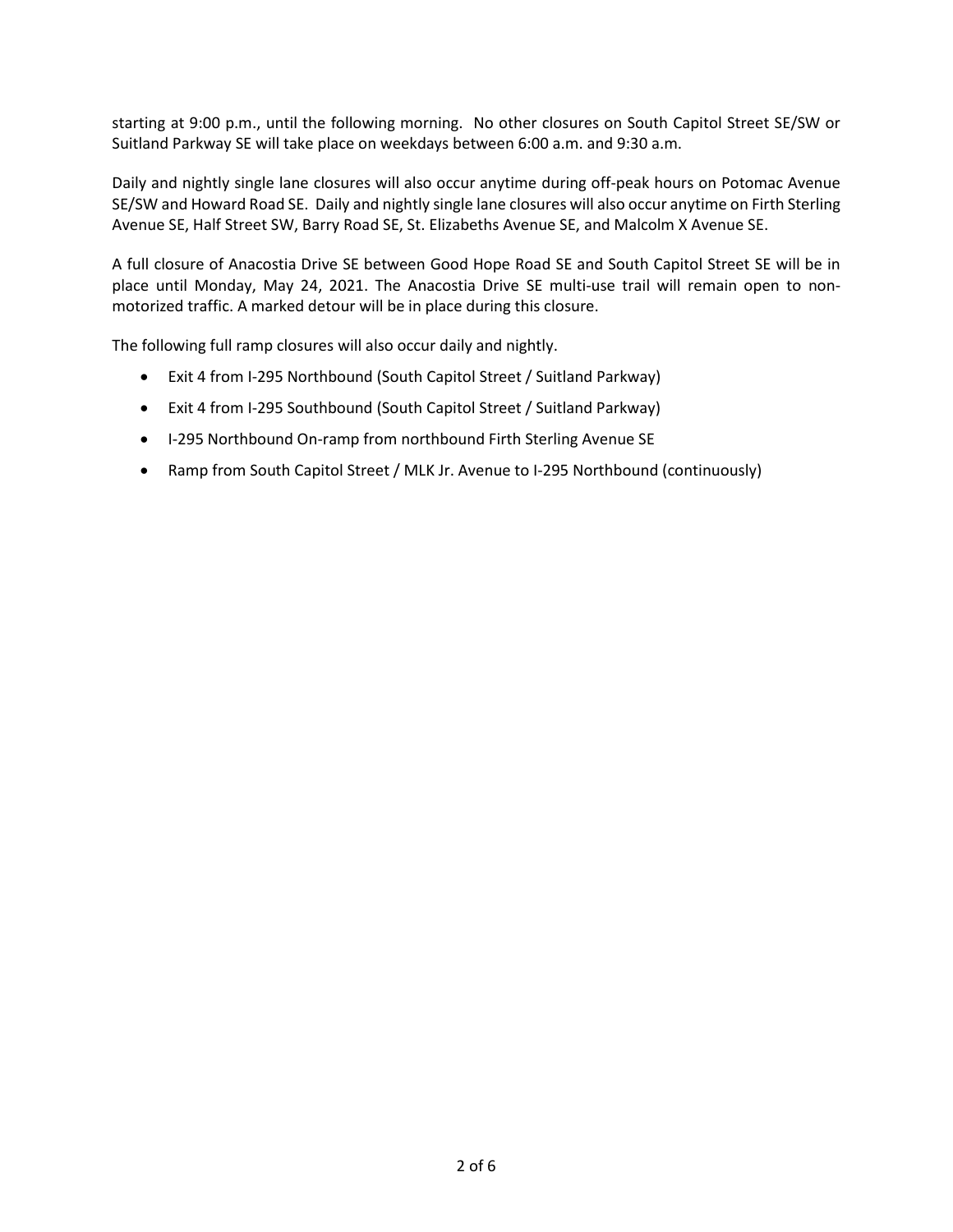starting at 9:00 p.m., until the following morning. No other closures on South Capitol Street SE/SW or Suitland Parkway SE will take place on weekdays between 6:00 a.m. and 9:30 a.m.

Daily and nightly single lane closures will also occur anytime during off-peak hours on Potomac Avenue SE/SW and Howard Road SE. Daily and nightly single lane closures will also occur anytime on Firth Sterling Avenue SE, Half Street SW, Barry Road SE, St. Elizabeths Avenue SE, and Malcolm X Avenue SE.

A full closure of Anacostia Drive SE between Good Hope Road SE and South Capitol Street SE will be in place until Monday, May 24, 2021. The Anacostia Drive SE multi-use trail will remain open to non-motorized traffic. A marked detour will be in place during this closure.

The following full ramp closures will also occur daily and nightly.

- Exit 4 from I-295 Northbound (South Capitol Street / Suitland Parkway)
- Exit 4 from I-295 Southbound (South Capitol Street / Suitland Parkway)
- I-295 Northbound On-ramp from northbound Firth Sterling Avenue SE
- Ramp from South Capitol Street / MLK Jr. Avenue to I-295 Northbound (continuously)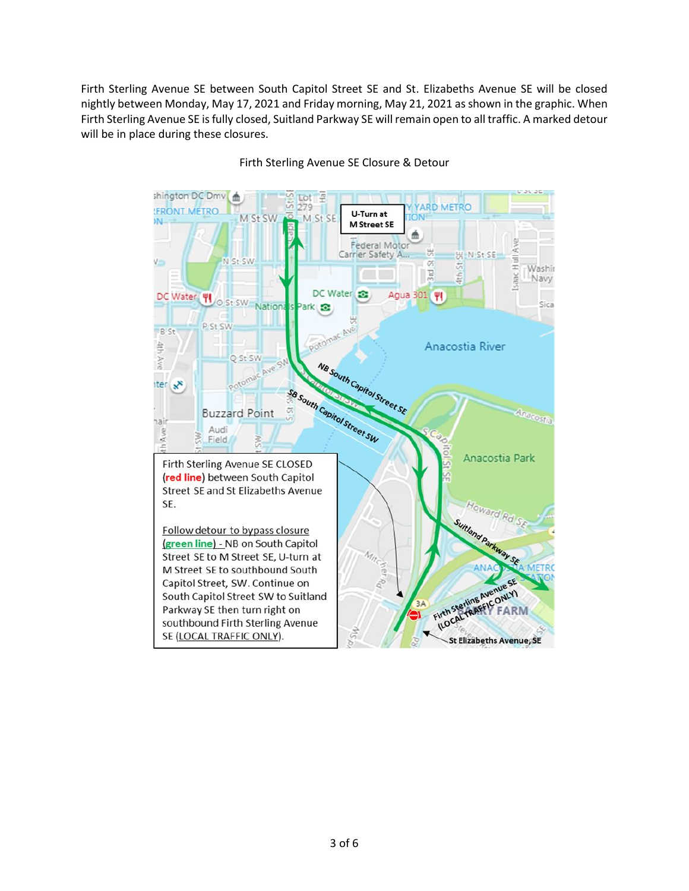Firth Sterling Avenue SE between South Capitol Street SE and St. Elizabeths Avenue SE will be closed nightly between Monday, May 17, 2021 and Friday morning, May 21, 2021 as shown in the graphic. When Firth Sterling Avenue SE is fully closed, Suitland Parkway SE will remain open to all traffic. A marked detour will be in place during these closures.

Firth Sterling Avenue SE Closure & Detour

Firth Sterling Avenue SE CLOSED (**red line**) between South Capitol Street SE and St Elizabeths Avenue SE.

Follow detour to bypass closure (**green line**) - NB on South Capitol Street SE to M Street SE, U-turn at M Street SE to southbound South Capitol Street, SW. Continue on South Capitol Street SW to Suitland Parkway SE then turn right on southbound Firth Sterling Avenue SE (LOCAL TRAFFIC ONLY).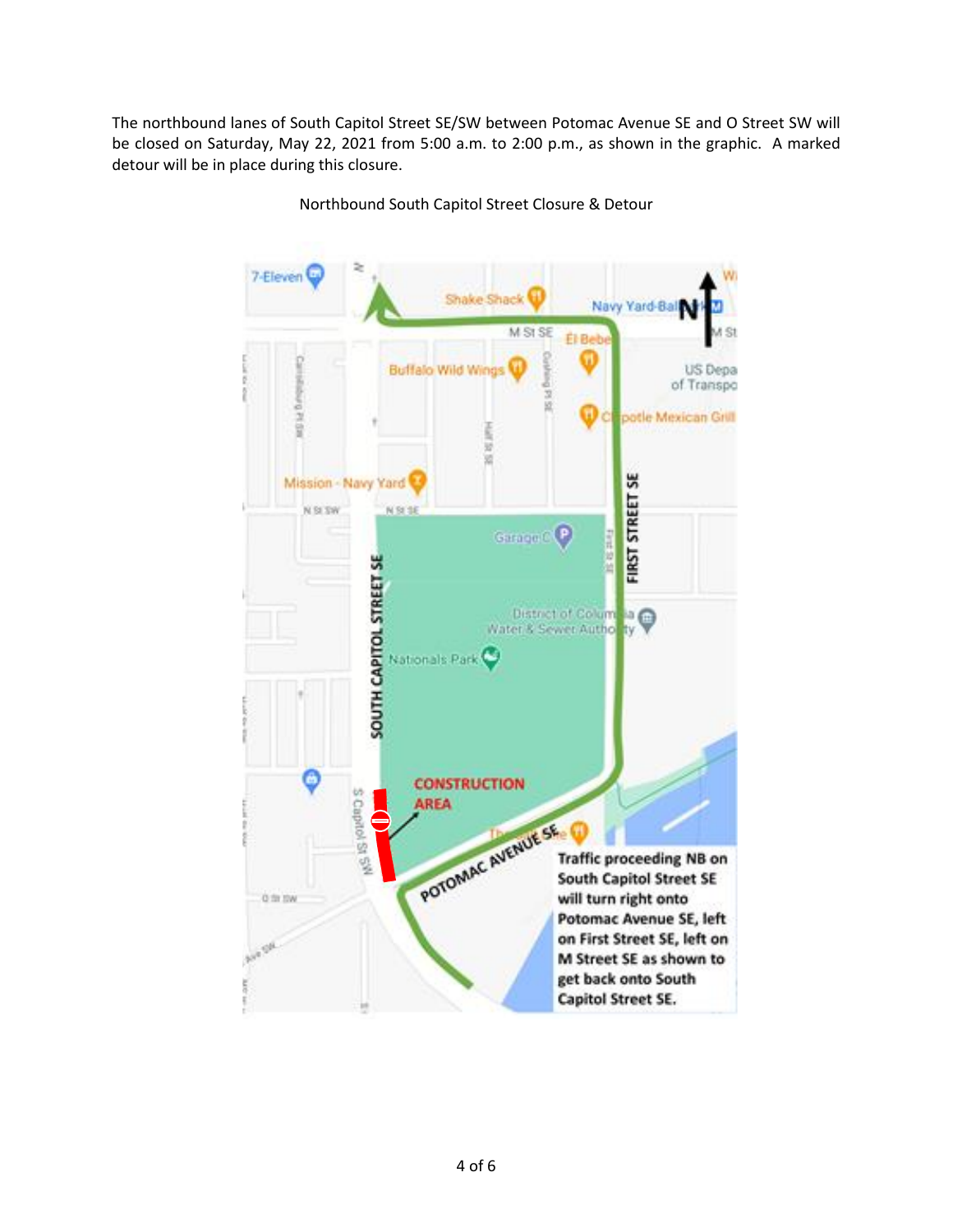The northbound lanes of South Capitol Street SE/SW between Potomac Avenue SE and O Street SW will be closed on Saturday, May 22, 2021 from 5:00 a.m. to 2:00 p.m., as shown in the graphic. A marked detour will be in place during this closure.

Northbound South Capitol Street Closure & Detour

**Traffic proceeding NB on South Capitol Street SE will turn right onto Potomac Avenue SE, left on First Street SE, left on M Street SE as shown to get back onto South Capitol Street SE.**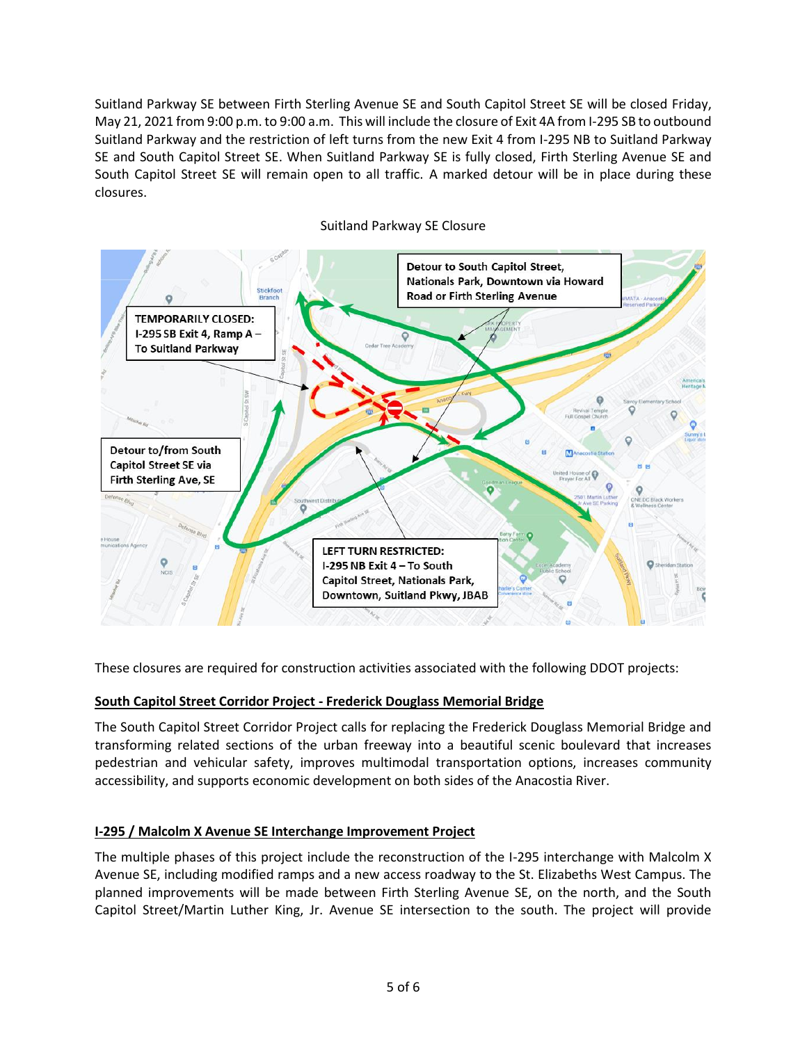Suitland Parkway SE between Firth Sterling Avenue SE and South Capitol Street SE will be closed Friday, May 21, 2021 from 9:00 p.m. to 9:00 a.m. This will include the closure of Exit 4A from I-295 SB to outbound Suitland Parkway and the restriction of left turns from the new Exit 4 from I-295 NB to Suitland Parkway SE and South Capitol Street SE. When Suitland Parkway SE is fully closed, Firth Sterling Avenue SE and South Capitol Street SE will remain open to all traffic. A marked detour will be in place during these closures.

Suitland Parkway SE Closure

**Detour to South Capitol Street, Nationals Park, Downtown via Howard Road or Firth Sterling Avenue**

**TEMPORARILY CLOSED: I-295 SB Exit 4, Ramp A – To Suitland Parkway**

**Detour to/from South Capitol Street SE via Firth Sterling Ave, SE**

**LEFT TURN RESTRICTED: I-295 NB Exit 4 – To South Capitol Street, Nationals Park, Downtown, Suitland Pkwy, JBAB**

These closures are required for construction activities associated with the following DDOT projects:

**South Capitol Street Corridor Project - Frederick Douglass Memorial Bridge**

The South Capitol Street Corridor Project calls for replacing the Frederick Douglass Memorial Bridge and transforming related sections of the urban freeway into a beautiful scenic boulevard that increases pedestrian and vehicular safety, improves multimodal transportation options, increases community accessibility, and supports economic development on both sides of the Anacostia River.

**I-295 / Malcolm X Avenue SE Interchange Improvement Project**

The multiple phases of this project include the reconstruction of the I-295 interchange with Malcolm X Avenue SE, including modified ramps and a new access roadway to the St. Elizabeths West Campus. The planned improvements will be made between Firth Sterling Avenue SE, on the north, and the South Capitol Street/Martin Luther King, Jr. Avenue SE intersection to the south. The project will provide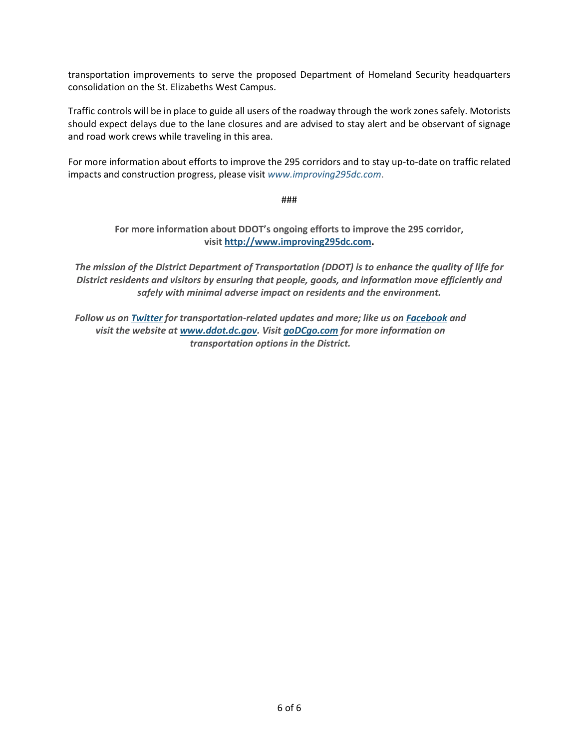transportation improvements to serve the proposed Department of Homeland Security headquarters consolidation on the St. Elizabeths West Campus.

Traffic controls will be in place to guide all users of the roadway through the work zones safely. Motorists should expect delays due to the lane closures and are advised to stay alert and be observant of signage and road work crews while traveling in this area.

For more information about efforts to improve the 295 corridors and to stay up-to-date on traffic related impacts and construction progress, please visit *www.improving295dc.com*.

###

**For more information about DDOT's ongoing efforts to improve the 295 corridor, visit [http://www.improving295dc.com](http://www.improving295dc.com).**

***The mission of the District Department of Transportation (DDOT) is to enhance the quality of life for District residents and visitors by ensuring that people, goods, and information move efficiently and safely with minimal adverse impact on residents and the environment.***

***Follow us on Twitter for transportation-related updates and more; like us on Facebook and visit the website at www.ddot.dc.gov. Visit goDCgo.com for more information on transportation options in the District.***